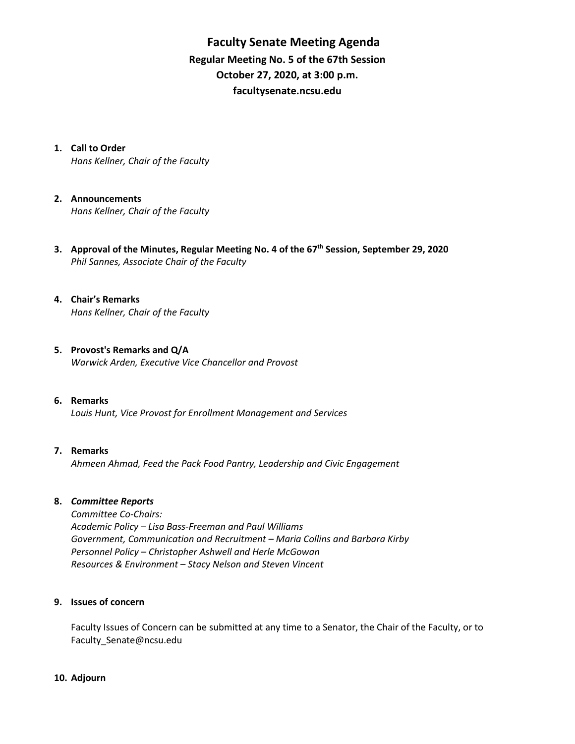# Faculty Senate Meeting Agenda

## Regular Meeting No. 5 of the 67th Session

## October 27, 2020, at 3:00 p.m.

## facultysenate.ncsu.edu

1. **Call to Order**
   *Hans Kellner, Chair of the Faculty*

2. **Announcements**
   *Hans Kellner, Chair of the Faculty*

3. **Approval of the Minutes, Regular Meeting No. 4 of the 67th Session, September 29, 2020**
   *Phil Sannes, Associate Chair of the Faculty*

4. **Chair's Remarks**
   *Hans Kellner, Chair of the Faculty*

5. **Provost's Remarks and Q/A**
   *Warwick Arden, Executive Vice Chancellor and Provost*

6. **Remarks**
   *Louis Hunt, Vice Provost for Enrollment Management and Services*

7. **Remarks**
   *Ahmeen Ahmad, Feed the Pack Food Pantry, Leadership and Civic Engagement*

8. ***Committee Reports***
   *Committee Co-Chairs:*
   *Academic Policy – Lisa Bass-Freeman and Paul Williams*
   *Government, Communication and Recruitment – Maria Collins and Barbara Kirby*
   *Personnel Policy – Christopher Ashwell and Herle McGowan*
   *Resources & Environment – Stacy Nelson and Steven Vincent*

9. **Issues of concern**

   Faculty Issues of Concern can be submitted at any time to a Senator, the Chair of the Faculty, or to Faculty_Senate@ncsu.edu

10. **Adjourn**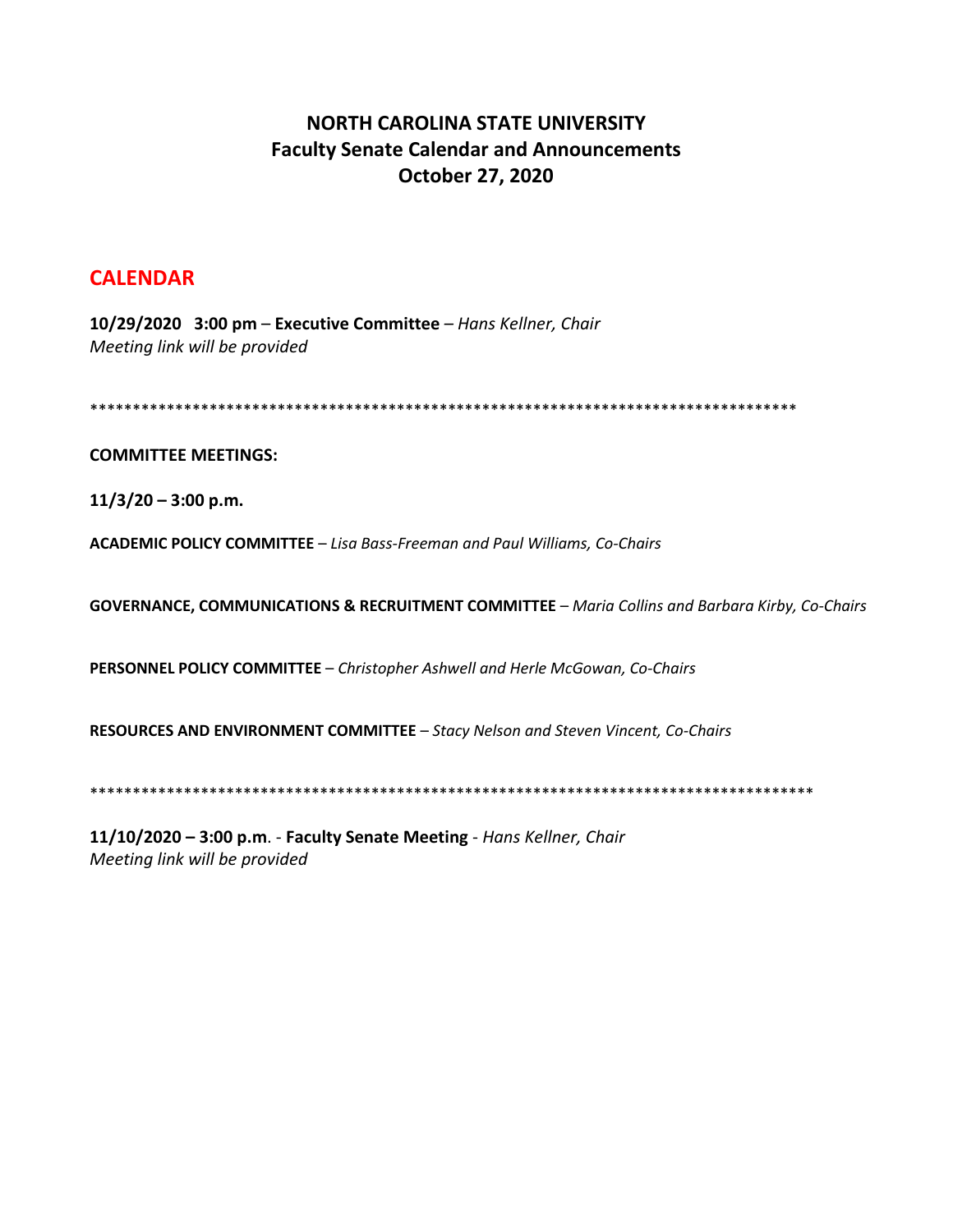# NORTH CAROLINA STATE UNIVERSITY
## Faculty Senate Calendar and Announcements
## October 27, 2020

## CALENDAR

**10/29/2020 3:00 pm** – **Executive Committee** – *Hans Kellner, Chair*
*Meeting link will be provided*

************************************************************************************

**COMMITTEE MEETINGS:**

**11/3/20 – 3:00 p.m.**

**ACADEMIC POLICY COMMITTEE** – *Lisa Bass-Freeman and Paul Williams, Co-Chairs*

**GOVERNANCE, COMMUNICATIONS & RECRUITMENT COMMITTEE** – *Maria Collins and Barbara Kirby, Co-Chairs*

**PERSONNEL POLICY COMMITTEE** – *Christopher Ashwell and Herle McGowan, Co-Chairs*

**RESOURCES AND ENVIRONMENT COMMITTEE** – *Stacy Nelson and Steven Vincent, Co-Chairs*

**************************************************************************************

**11/10/2020 – 3:00 p.m**. - **Faculty Senate Meeting** - *Hans Kellner, Chair*
*Meeting link will be provided*